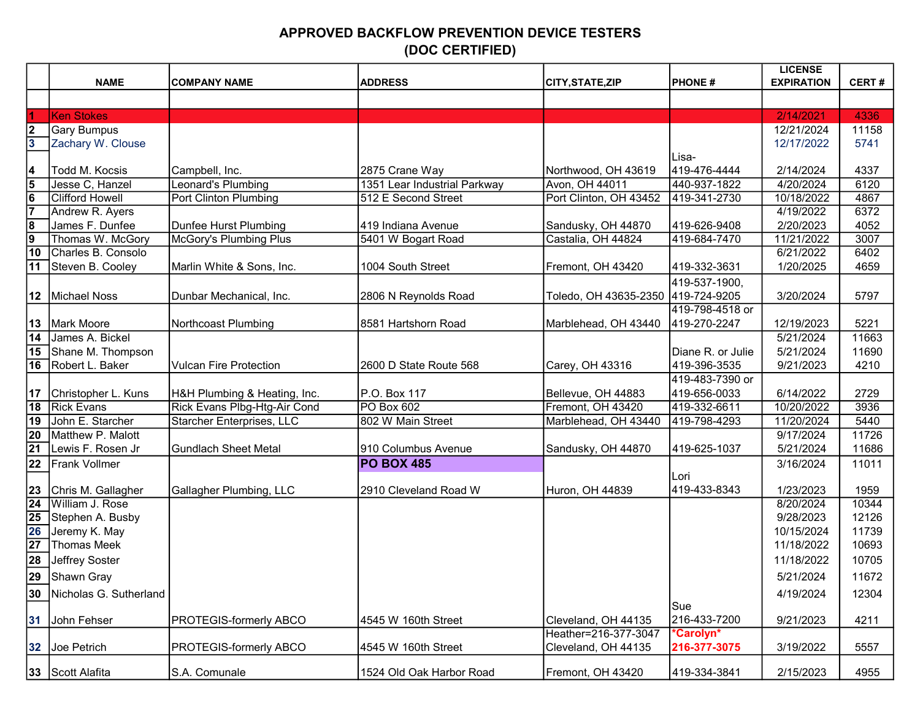# APPROVED BACKFLOW PREVENTION DEVICE TESTERS
## (DOC CERTIFIED)

| | NAME | COMPANY NAME | ADDRESS | CITY,STATE,ZIP | PHONE # | LICENSE EXPIRATION | CERT # |
|---|---|---|---|---|---|---|---|
| | | | | | | | |
| 1 | Ken Stokes | | | | | 2/14/2021 | 4336 |
| 2 | Gary Bumpus | | | | | 12/21/2024 | 11158 |
| 3 | Zachary W. Clouse | | | | | 12/17/2022 | 5741 |
| 4 | Todd M. Kocsis | Campbell, Inc. | 2875 Crane Way | Northwood, OH 43619 | Lisa- 419-476-4444 | 2/14/2024 | 4337 |
| 5 | Jesse C, Hanzel | Leonard's Plumbing | 1351 Lear Industrial Parkway | Avon, OH 44011 | 440-937-1822 | 4/20/2024 | 6120 |
| 6 | Clifford Howell | Port Clinton Plumbing | 512 E Second Street | Port Clinton, OH 43452 | 419-341-2730 | 10/18/2022 | 4867 |
| 7 | Andrew R. Ayers | | | | | 4/19/2022 | 6372 |
| 8 | James F. Dunfee | Dunfee Hurst Plumbing | 419 Indiana Avenue | Sandusky, OH 44870 | 419-626-9408 | 2/20/2023 | 4052 |
| 9 | Thomas W. McGory | McGory's Plumbing Plus | 5401 W Bogart Road | Castalia, OH 44824 | 419-684-7470 | 11/21/2022 | 3007 |
| 10 | Charles B. Consolo | | | | | 6/21/2022 | 6402 |
| 11 | Steven B. Cooley | Marlin White & Sons, Inc. | 1004 South Street | Fremont, OH 43420 | 419-332-3631 | 1/20/2025 | 4659 |
| 12 | Michael Noss | Dunbar Mechanical, Inc. | 2806 N Reynolds Road | Toledo, OH 43635-2350 | 419-537-1900, 419-724-9205 | 3/20/2024 | 5797 |
| 13 | Mark Moore | Northcoast Plumbing | 8581 Hartshorn Road | Marblehead, OH 43440 | 419-798-4518 or 419-270-2247 | 12/19/2023 | 5221 |
| 14 | James A. Bickel | | | | | 5/21/2024 | 11663 |
| 15 | Shane M. Thompson | | | | Diane R. or Julie | 5/21/2024 | 11690 |
| 16 | Robert L. Baker | Vulcan Fire Protection | 2600 D State Route 568 | Carey, OH 43316 | 419-396-3535 | 9/21/2023 | 4210 |
| 17 | Christopher L. Kuns | H&H Plumbing & Heating, Inc. | P.O. Box 117 | Bellevue, OH 44883 | 419-483-7390 or 419-656-0033 | 6/14/2022 | 2729 |
| 18 | Rick Evans | Rick Evans Plbg-Htg-Air Cond | PO Box 602 | Fremont, OH 43420 | 419-332-6611 | 10/20/2022 | 3936 |
| 19 | John E. Starcher | Starcher Enterprises, LLC | 802 W Main Street | Marblehead, OH 43440 | 419-798-4293 | 11/20/2024 | 5440 |
| 20 | Matthew P. Malott | | | | | 9/17/2024 | 11726 |
| 21 | Lewis F. Rosen Jr | Gundlach Sheet Metal | 910 Columbus Avenue | Sandusky, OH 44870 | 419-625-1037 | 5/21/2024 | 11686 |
| 22 | Frank Vollmer | | **PO BOX 485** | | | 3/16/2024 | 11011 |
| 23 | Chris M. Gallagher | Gallagher Plumbing, LLC | 2910 Cleveland Road W | Huron, OH 44839 | Lori 419-433-8343 | 1/23/2023 | 1959 |
| 24 | William J. Rose | | | | | 8/20/2024 | 10344 |
| 25 | Stephen A. Busby | | | | | 9/28/2023 | 12126 |
| 26 | Jeremy K. May | | | | | 10/15/2024 | 11739 |
| 27 | Thomas Meek | | | | | 11/18/2022 | 10693 |
| 28 | Jeffrey Soster | | | | | 11/18/2022 | 10705 |
| 29 | Shawn Gray | | | | | 5/21/2024 | 11672 |
| 30 | Nicholas G. Sutherland | | | | | 4/19/2024 | 12304 |
| 31 | John Fehser | PROTEGIS-formerly ABCO | 4545 W 160th Street | Cleveland, OH 44135 | Sue 216-433-7200 | 9/21/2023 | 4211 |
| 32 | Joe Petrich | PROTEGIS-formerly ABCO | 4545 W 160th Street | Heather=216-377-3047 Cleveland, OH 44135 | ***Carolyn* 216-377-3075** | 3/19/2022 | 5557 |
| 33 | Scott Alafita | S.A. Comunale | 1524 Old Oak Harbor Road | Fremont, OH 43420 | 419-334-3841 | 2/15/2023 | 4955 |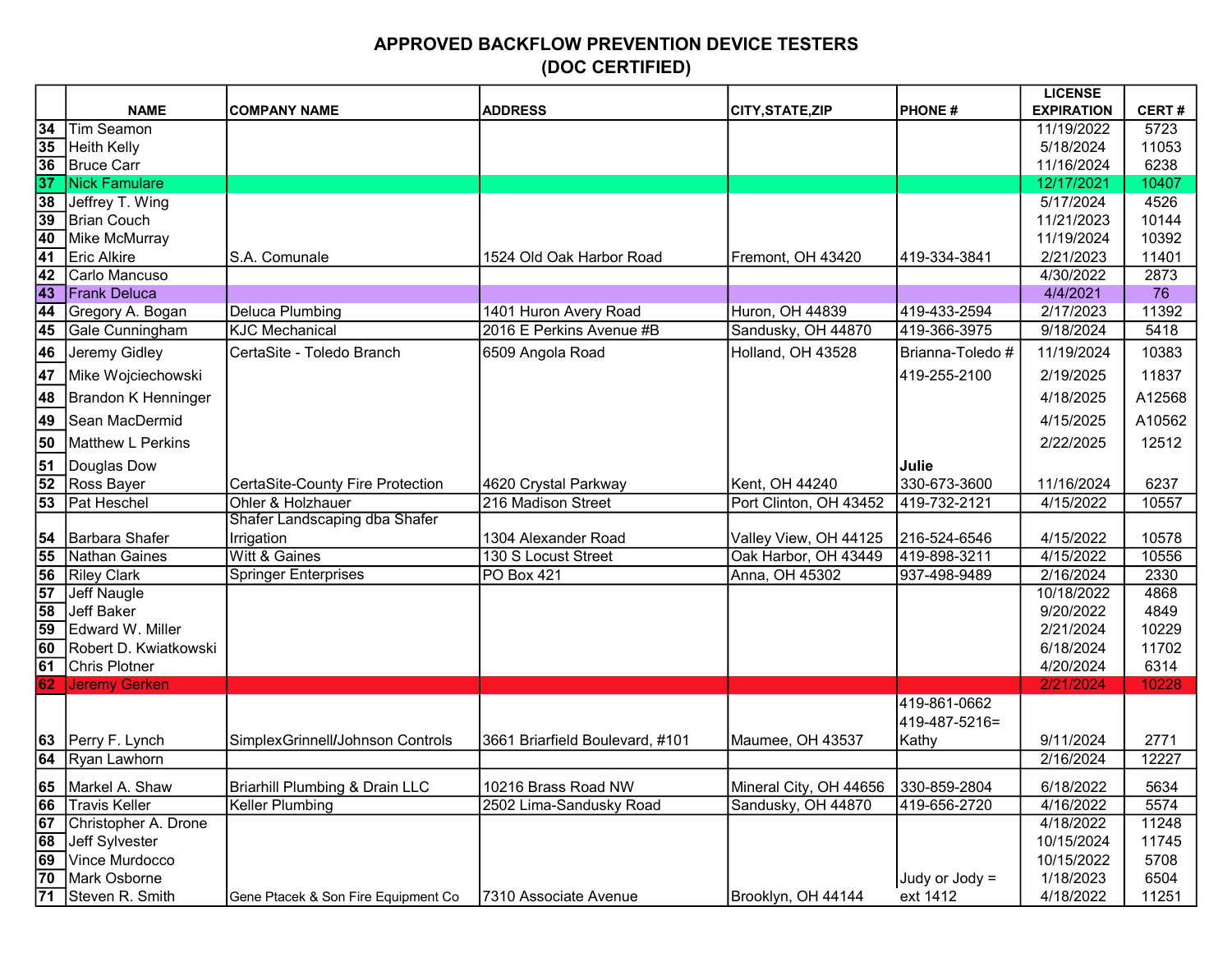# APPROVED BACKFLOW PREVENTION DEVICE TESTERS
## (DOC CERTIFIED)

| | NAME | COMPANY NAME | ADDRESS | CITY,STATE,ZIP | PHONE # | LICENSE EXPIRATION | CERT # |
|---|---|---|---|---|---|---|---|
| 34 | Tim Seamon | | | | | 11/19/2022 | 5723 |
| 35 | Heith Kelly | | | | | 5/18/2024 | 11053 |
| 36 | Bruce Carr | | | | | 11/16/2024 | 6238 |
| 37 | Nick Famulare | | | | | 12/17/2021 | 10407 |
| 38 | Jeffrey T. Wing | | | | | 5/17/2024 | 4526 |
| 39 | Brian Couch | | | | | 11/21/2023 | 10144 |
| 40 | Mike McMurray | | | | | 11/19/2024 | 10392 |
| 41 | Eric Alkire | S.A. Comunale | 1524 Old Oak Harbor Road | Fremont, OH 43420 | 419-334-3841 | 2/21/2023 | 11401 |
| 42 | Carlo Mancuso | | | | | 4/30/2022 | 2873 |
| 43 | Frank Deluca | | | | | 4/4/2021 | 76 |
| 44 | Gregory A. Bogan | Deluca Plumbing | 1401 Huron Avery Road | Huron, OH 44839 | 419-433-2594 | 2/17/2023 | 11392 |
| 45 | Gale Cunningham | KJC Mechanical | 2016 E Perkins Avenue #B | Sandusky, OH 44870 | 419-366-3975 | 9/18/2024 | 5418 |
| 46 | Jeremy Gidley | CertaSite - Toledo Branch | 6509 Angola Road | Holland, OH 43528 | Brianna-Toledo # | 11/19/2024 | 10383 |
| 47 | Mike Wojciechowski | | | | 419-255-2100 | 2/19/2025 | 11837 |
| 48 | Brandon K Henninger | | | | | 4/18/2025 | A12568 |
| 49 | Sean MacDermid | | | | | 4/15/2025 | A10562 |
| 50 | Matthew L Perkins | | | | | 2/22/2025 | 12512 |
| 51 | Douglas Dow | | | | Julie | | |
| 52 | Ross Bayer | CertaSite-County Fire Protection | 4620 Crystal Parkway | Kent, OH 44240 | 330-673-3600 | 11/16/2024 | 6237 |
| 53 | Pat Heschel | Ohler & Holzhauer | 216 Madison Street | Port Clinton, OH 43452 | 419-732-2121 | 4/15/2022 | 10557 |
| 54 | Barbara Shafer | Shafer Landscaping dba Shafer Irrigation | 1304 Alexander Road | Valley View, OH 44125 | 216-524-6546 | 4/15/2022 | 10578 |
| 55 | Nathan Gaines | Witt & Gaines | 130 S Locust Street | Oak Harbor, OH 43449 | 419-898-3211 | 4/15/2022 | 10556 |
| 56 | Riley Clark | Springer Enterprises | PO Box 421 | Anna, OH 45302 | 937-498-9489 | 2/16/2024 | 2330 |
| 57 | Jeff Naugle | | | | | 10/18/2022 | 4868 |
| 58 | Jeff Baker | | | | | 9/20/2022 | 4849 |
| 59 | Edward W. Miller | | | | | 2/21/2024 | 10229 |
| 60 | Robert D. Kwiatkowski | | | | | 6/18/2024 | 11702 |
| 61 | Chris Plotner | | | | | 4/20/2024 | 6314 |
| 62 | Jeremy Gerken | | | | | 2/21/2024 | 10228 |
| 63 | Perry F. Lynch | SimplexGrinnell/Johnson Controls | 3661 Briarfield Boulevard, #101 | Maumee, OH 43537 | 419-861-0662 419-487-5216= Kathy | 9/11/2024 | 2771 |
| 64 | Ryan Lawhorn | | | | | 2/16/2024 | 12227 |
| 65 | Markel A. Shaw | Briarhill Plumbing & Drain LLC | 10216 Brass Road NW | Mineral City, OH 44656 | 330-859-2804 | 6/18/2022 | 5634 |
| 66 | Travis Keller | Keller Plumbing | 2502 Lima-Sandusky Road | Sandusky, OH 44870 | 419-656-2720 | 4/16/2022 | 5574 |
| 67 | Christopher A. Drone | | | | | 4/18/2022 | 11248 |
| 68 | Jeff Sylvester | | | | | 10/15/2024 | 11745 |
| 69 | Vince Murdocco | | | | | 10/15/2022 | 5708 |
| 70 | Mark Osborne | | | | Judy or Jody = | 1/18/2023 | 6504 |
| 71 | Steven R. Smith | Gene Ptacek & Son Fire Equipment Co | 7310 Associate Avenue | Brooklyn, OH 44144 | ext 1412 | 4/18/2022 | 11251 |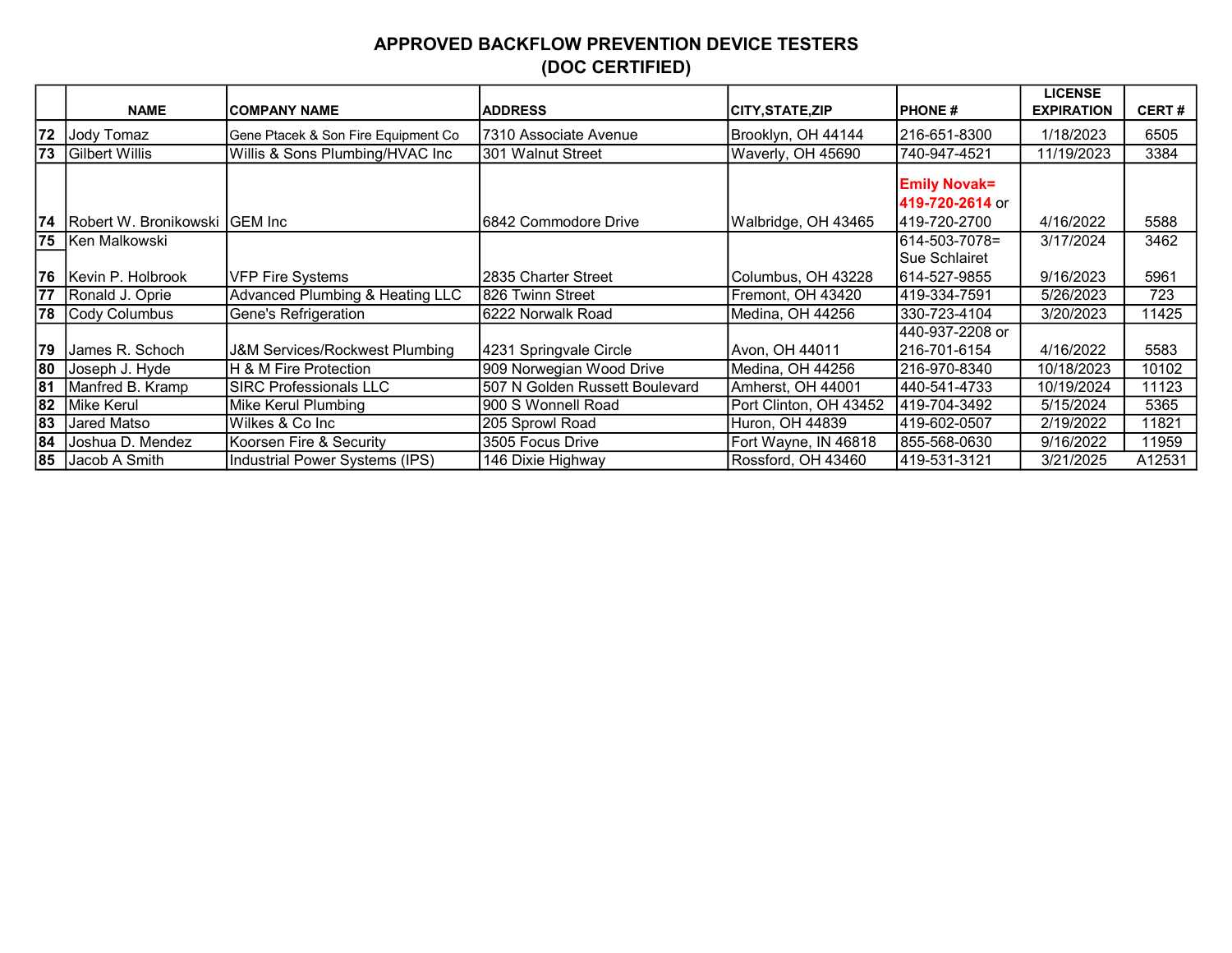## APPROVED BACKFLOW PREVENTION DEVICE TESTERS
## (DOC CERTIFIED)

| | NAME | COMPANY NAME | ADDRESS | CITY,STATE,ZIP | PHONE # | LICENSE EXPIRATION | CERT # |
|---|---|---|---|---|---|---|---|
| 72 | Jody Tomaz | Gene Ptacek & Son Fire Equipment Co | 7310 Associate Avenue | Brooklyn, OH 44144 | 216-651-8300 | 1/18/2023 | 6505 |
| 73 | Gilbert Willis | Willis & Sons Plumbing/HVAC Inc | 301 Walnut Street | Waverly, OH 45690 | 740-947-4521 | 11/19/2023 | 3384 |
| 74 | Robert W. Bronikowski | GEM Inc | 6842 Commodore Drive | Walbridge, OH 43465 | **Emily Novak= 419-720-2614** or 419-720-2700 | 4/16/2022 | 5588 |
| 75 | Ken Malkowski | | | | 614-503-7078= | 3/17/2024 | 3462 |
| 76 | Kevin P. Holbrook | VFP Fire Systems | 2835 Charter Street | Columbus, OH 43228 | Sue Schlairet 614-527-9855 | 9/16/2023 | 5961 |
| 77 | Ronald J. Oprie | Advanced Plumbing & Heating LLC | 826 Twinn Street | Fremont, OH 43420 | 419-334-7591 | 5/26/2023 | 723 |
| 78 | Cody Columbus | Gene's Refrigeration | 6222 Norwalk Road | Medina, OH 44256 | 330-723-4104 | 3/20/2023 | 11425 |
| 79 | James R. Schoch | J&M Services/Rockwest Plumbing | 4231 Springvale Circle | Avon, OH 44011 | 440-937-2208 or 216-701-6154 | 4/16/2022 | 5583 |
| 80 | Joseph J. Hyde | H & M Fire Protection | 909 Norwegian Wood Drive | Medina, OH 44256 | 216-970-8340 | 10/18/2023 | 10102 |
| 81 | Manfred B. Kramp | SIRC Professionals LLC | 507 N Golden Russett Boulevard | Amherst, OH 44001 | 440-541-4733 | 10/19/2024 | 11123 |
| 82 | Mike Kerul | Mike Kerul Plumbing | 900 S Wonnell Road | Port Clinton, OH 43452 | 419-704-3492 | 5/15/2024 | 5365 |
| 83 | Jared Matso | Wilkes & Co Inc | 205 Sprowl Road | Huron, OH 44839 | 419-602-0507 | 2/19/2022 | 11821 |
| 84 | Joshua D. Mendez | Koorsen Fire & Security | 3505 Focus Drive | Fort Wayne, IN 46818 | 855-568-0630 | 9/16/2022 | 11959 |
| 85 | Jacob A Smith | Industrial Power Systems (IPS) | 146 Dixie Highway | Rossford, OH 43460 | 419-531-3121 | 3/21/2025 | A12531 |